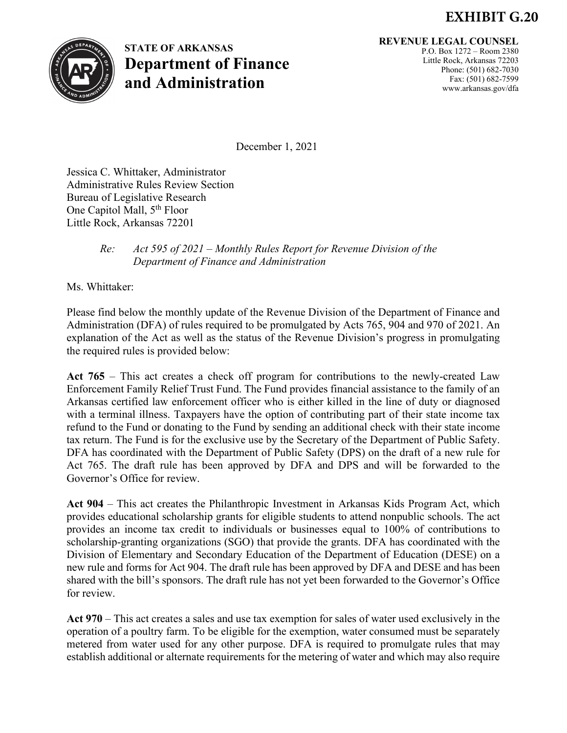**EXHIBIT G.20**

**STATE OF ARKANSAS**
# Department of Finance and Administration

**REVENUE LEGAL COUNSEL**
P.O. Box 1272 – Room 2380
Little Rock, Arkansas 72203
Phone: (501) 682-7030
Fax: (501) 682-7599
www.arkansas.gov/dfa

December 1, 2021

Jessica C. Whittaker, Administrator
Administrative Rules Review Section
Bureau of Legislative Research
One Capitol Mall, 5th Floor
Little Rock, Arkansas 72201

*Re: Act 595 of 2021 – Monthly Rules Report for Revenue Division of the Department of Finance and Administration*

Ms. Whittaker:

Please find below the monthly update of the Revenue Division of the Department of Finance and Administration (DFA) of rules required to be promulgated by Acts 765, 904 and 970 of 2021. An explanation of the Act as well as the status of the Revenue Division's progress in promulgating the required rules is provided below:

**Act 765** – This act creates a check off program for contributions to the newly-created Law Enforcement Family Relief Trust Fund. The Fund provides financial assistance to the family of an Arkansas certified law enforcement officer who is either killed in the line of duty or diagnosed with a terminal illness. Taxpayers have the option of contributing part of their state income tax refund to the Fund or donating to the Fund by sending an additional check with their state income tax return. The Fund is for the exclusive use by the Secretary of the Department of Public Safety. DFA has coordinated with the Department of Public Safety (DPS) on the draft of a new rule for Act 765. The draft rule has been approved by DFA and DPS and will be forwarded to the Governor's Office for review.

**Act 904** – This act creates the Philanthropic Investment in Arkansas Kids Program Act, which provides educational scholarship grants for eligible students to attend nonpublic schools. The act provides an income tax credit to individuals or businesses equal to 100% of contributions to scholarship-granting organizations (SGO) that provide the grants. DFA has coordinated with the Division of Elementary and Secondary Education of the Department of Education (DESE) on a new rule and forms for Act 904. The draft rule has been approved by DFA and DESE and has been shared with the bill's sponsors. The draft rule has not yet been forwarded to the Governor's Office for review.

**Act 970** – This act creates a sales and use tax exemption for sales of water used exclusively in the operation of a poultry farm. To be eligible for the exemption, water consumed must be separately metered from water used for any other purpose. DFA is required to promulgate rules that may establish additional or alternate requirements for the metering of water and which may also require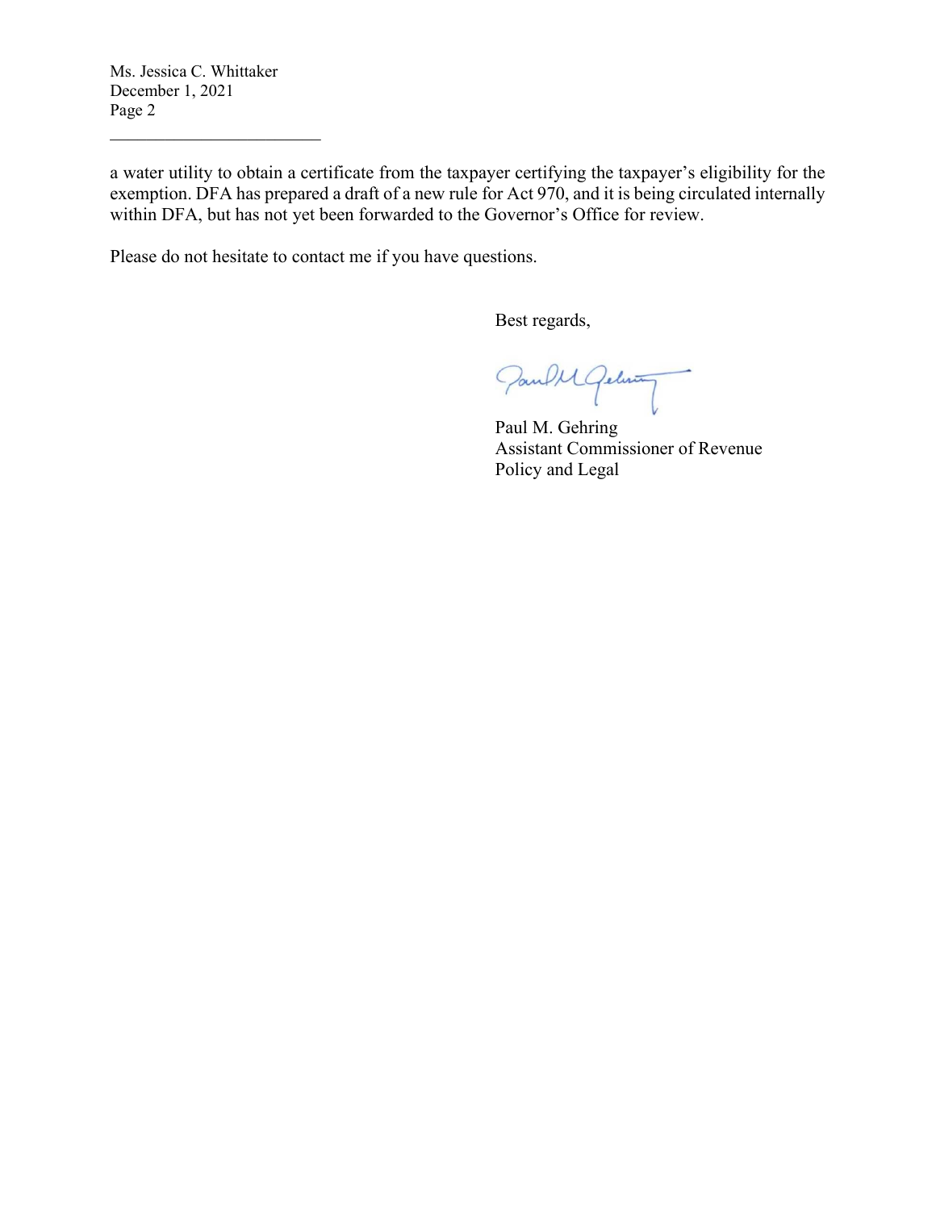a water utility to obtain a certificate from the taxpayer certifying the taxpayer's eligibility for the exemption. DFA has prepared a draft of a new rule for Act 970, and it is being circulated internally within DFA, but has not yet been forwarded to the Governor's Office for review.

Please do not hesitate to contact me if you have questions.

Best regards,

Paul M. Gehring
Assistant Commissioner of Revenue
Policy and Legal